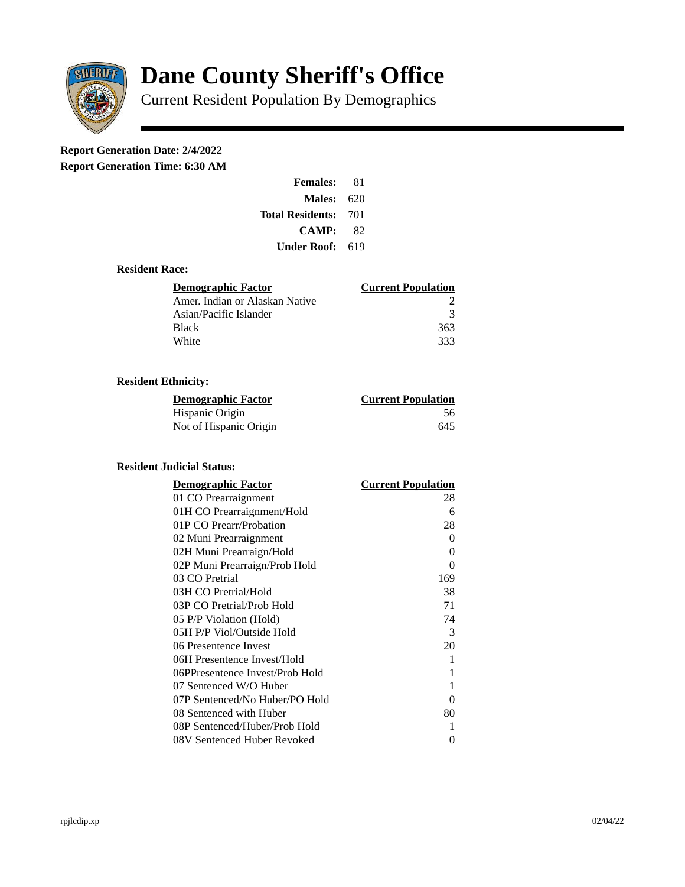# Dane County Sheriff's Office

## Current Resident Population By Demographics

**Report Generation Date: 2/4/2022**

**Report Generation Time: 6:30 AM**

| | |
|---|---|
| **Females:** | 81 |
| **Males:** | 620 |
| **Total Residents:** | 701 |
| **CAMP:** | 82 |
| **Under Roof:** | 619 |

### Resident Race:

| Demographic Factor | Current Population |
|---|---|
| Amer. Indian or Alaskan Native | 2 |
| Asian/Pacific Islander | 3 |
| Black | 363 |
| White | 333 |

### Resident Ethnicity:

| Demographic Factor | Current Population |
|---|---|
| Hispanic Origin | 56 |
| Not of Hispanic Origin | 645 |

### Resident Judicial Status:

| Demographic Factor | Current Population |
|---|---|
| 01 CO Prearraignment | 28 |
| 01H CO Prearraignment/Hold | 6 |
| 01P CO Prearr/Probation | 28 |
| 02 Muni Prearraignment | 0 |
| 02H Muni Prearraign/Hold | 0 |
| 02P Muni Prearraign/Prob Hold | 0 |
| 03 CO Pretrial | 169 |
| 03H CO Pretrial/Hold | 38 |
| 03P CO Pretrial/Prob Hold | 71 |
| 05 P/P Violation (Hold) | 74 |
| 05H P/P Viol/Outside Hold | 3 |
| 06 Presentence Invest | 20 |
| 06H Presentence Invest/Hold | 1 |
| 06PPresentence Invest/Prob Hold | 1 |
| 07 Sentenced W/O Huber | 1 |
| 07P Sentenced/No Huber/PO Hold | 0 |
| 08 Sentenced with Huber | 80 |
| 08P Sentenced/Huber/Prob Hold | 1 |
| 08V Sentenced Huber Revoked | 0 |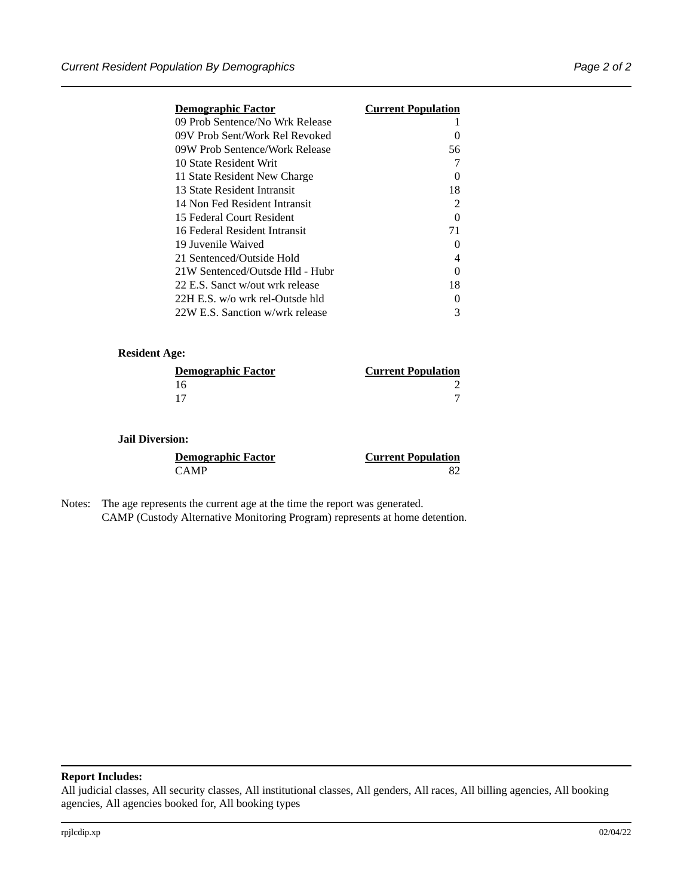| Demographic Factor | Current Population |
|---|---|
| 09 Prob Sentence/No Wrk Release | 1 |
| 09V Prob Sent/Work Rel Revoked | 0 |
| 09W Prob Sentence/Work Release | 56 |
| 10 State Resident Writ | 7 |
| 11 State Resident New Charge | 0 |
| 13 State Resident Intransit | 18 |
| 14 Non Fed Resident Intransit | 2 |
| 15 Federal Court Resident | 0 |
| 16 Federal Resident Intransit | 71 |
| 19 Juvenile Waived | 0 |
| 21 Sentenced/Outside Hold | 4 |
| 21W Sentenced/Outsde Hld - Hubr | 0 |
| 22 E.S. Sanct w/out wrk release | 18 |
| 22H E.S. w/o wrk rel-Outsde hld | 0 |
| 22W E.S. Sanction w/wrk release | 3 |

**Resident Age:**

| Demographic Factor | Current Population |
|---|---|
| 16 | 2 |
| 17 | 7 |

**Jail Diversion:**

| Demographic Factor | Current Population |
|---|---|
| CAMP | 82 |

Notes: The age represents the current age at the time the report was generated.
CAMP (Custody Alternative Monitoring Program) represents at home detention.

**Report Includes:**
All judicial classes, All security classes, All institutional classes, All genders, All races, All billing agencies, All booking agencies, All agencies booked for, All booking types

rpjlcdip.xp 02/04/22